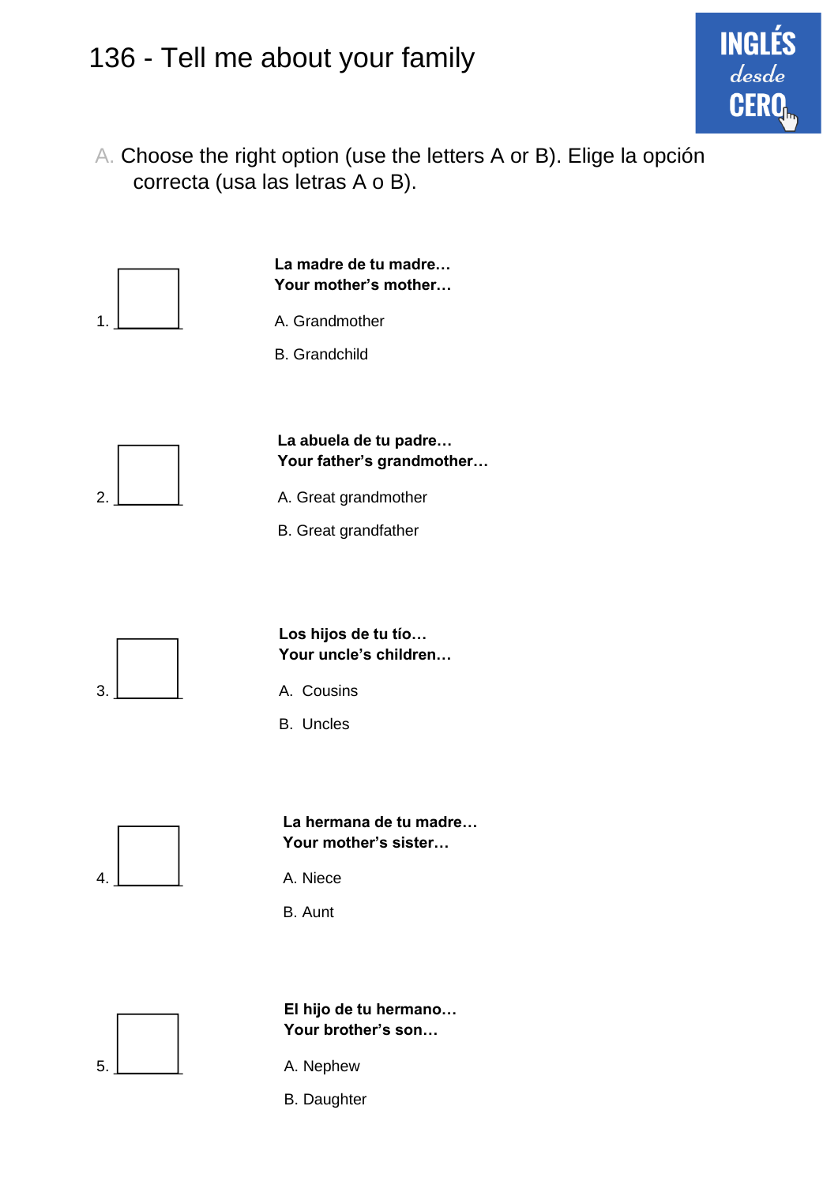# 136 - Tell me about your family

INGLÉS desde CERO

A. Choose the right option (use the letters A or B). Elige la opción correcta (usa las letras A o B).

1. ______

**La madre de tu madre…**
**Your mother's mother…**

A. Grandmother

B. Grandchild

2. ______

**La abuela de tu padre…**
**Your father's grandmother…**

A. Great grandmother

B. Great grandfather

3. ______

**Los hijos de tu tío…**
**Your uncle's children…**

A. Cousins

B. Uncles

4. ______

**La hermana de tu madre…**
**Your mother's sister…**

A. Niece

B. Aunt

5. ______

**El hijo de tu hermano…**
**Your brother's son…**

A. Nephew

B. Daughter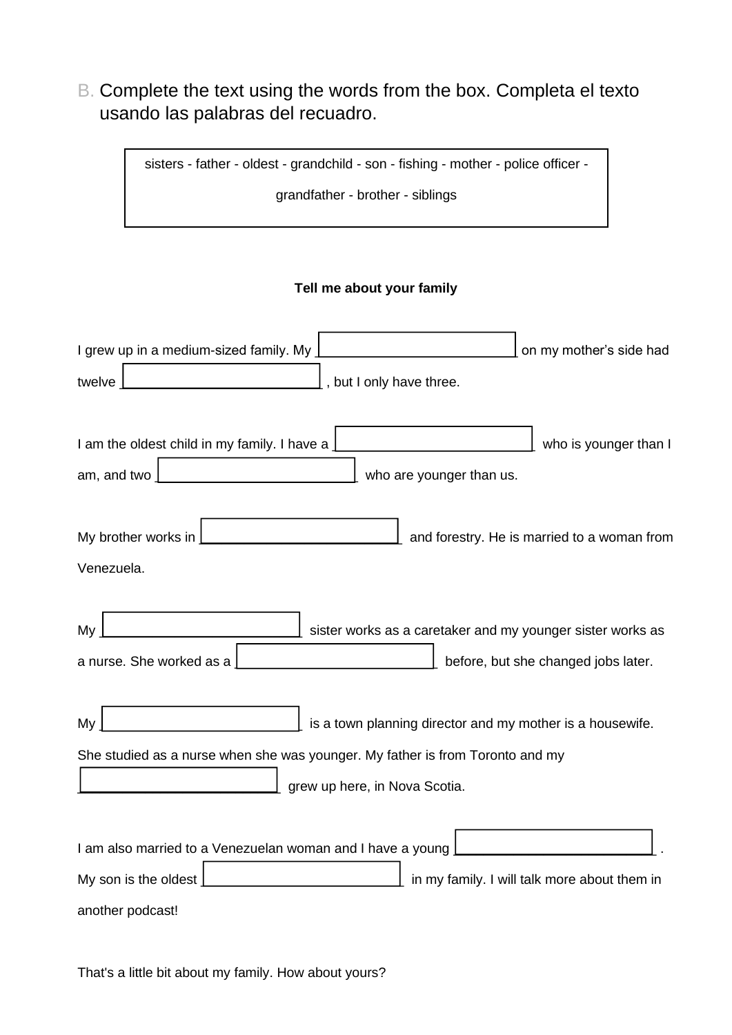B. Complete the text using the words from the box. Completa el texto usando las palabras del recuadro.

| sisters - father - oldest - grandchild - son - fishing - mother - police officer - grandfather - brother - siblings |
| --- |

**Tell me about your family**

I grew up in a medium-sized family. My ________________ on my mother's side had twelve ________________ , but I only have three.

I am the oldest child in my family. I have a ________________ who is younger than I am, and two ________________ who are younger than us.

My brother works in ________________ and forestry. He is married to a woman from Venezuela.

My ________________ sister works as a caretaker and my younger sister works as a nurse. She worked as a ________________ before, but she changed jobs later.

My ________________ is a town planning director and my mother is a housewife. She studied as a nurse when she was younger. My father is from Toronto and my ________________ grew up here, in Nova Scotia.

I am also married to a Venezuelan woman and I have a young ________________ . My son is the oldest ________________ in my family. I will talk more about them in another podcast!

That's a little bit about my family. How about yours?